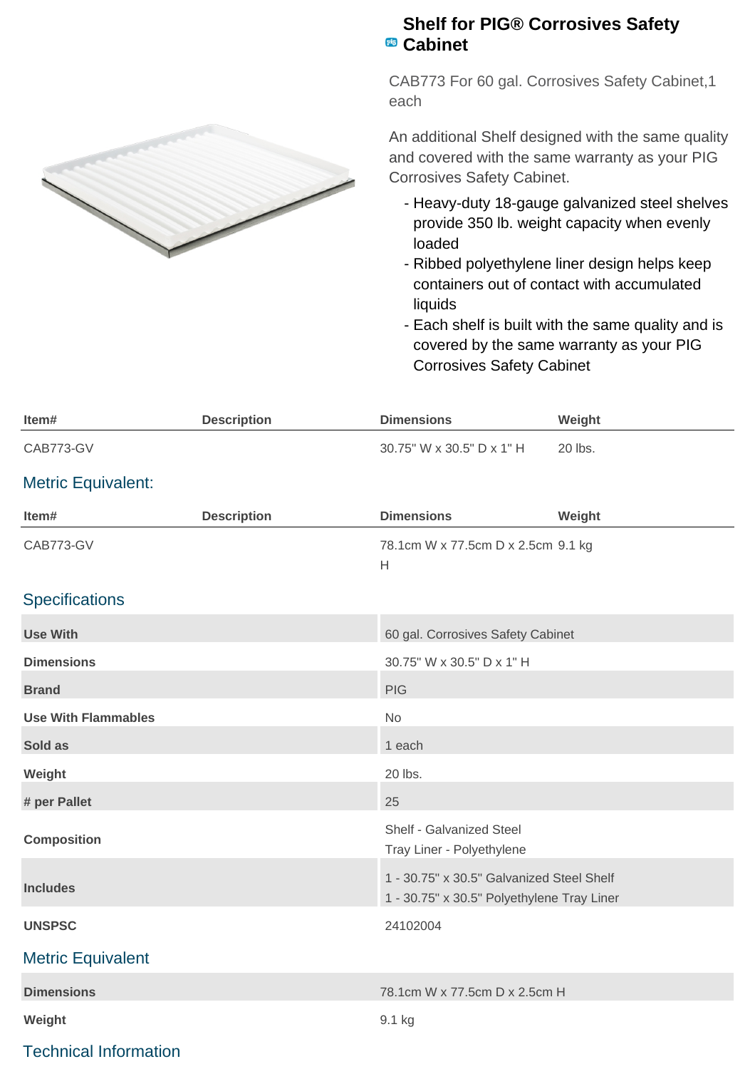# Shelf for PIG® Corrosives Safety Cabinet

CAB773 For 60 gal. Corrosives Safety Cabinet,1 each

An additional Shelf designed with the same quality and covered with the same warranty as your PIG Corrosives Safety Cabinet.

- Heavy-duty 18-gauge galvanized steel shelves provide 350 lb. weight capacity when evenly loaded
- Ribbed polyethylene liner design helps keep containers out of contact with accumulated liquids
- Each shelf is built with the same quality and is covered by the same warranty as your PIG Corrosives Safety Cabinet

| Item# | Description | Dimensions | Weight |
|---|---|---|---|
| CAB773-GV | | 30.75" W x 30.5" D x 1" H | 20 lbs. |

## Metric Equivalent:

| Item# | Description | Dimensions | Weight |
|---|---|---|---|
| CAB773-GV | | 78.1cm W x 77.5cm D x 2.5cm H | 9.1 kg |

## Specifications

| | |
|---|---|
| **Use With** | 60 gal. Corrosives Safety Cabinet |
| **Dimensions** | 30.75" W x 30.5" D x 1" H |
| **Brand** | PIG |
| **Use With Flammables** | No |
| **Sold as** | 1 each |
| **Weight** | 20 lbs. |
| **# per Pallet** | 25 |
| **Composition** | Shelf - Galvanized Steel<br>Tray Liner - Polyethylene |
| **Includes** | 1 - 30.75" x 30.5" Galvanized Steel Shelf<br>1 - 30.75" x 30.5" Polyethylene Tray Liner |
| **UNSPSC** | 24102004 |

## Metric Equivalent

| | |
|---|---|
| **Dimensions** | 78.1cm W x 77.5cm D x 2.5cm H |
| **Weight** | 9.1 kg |

## Technical Information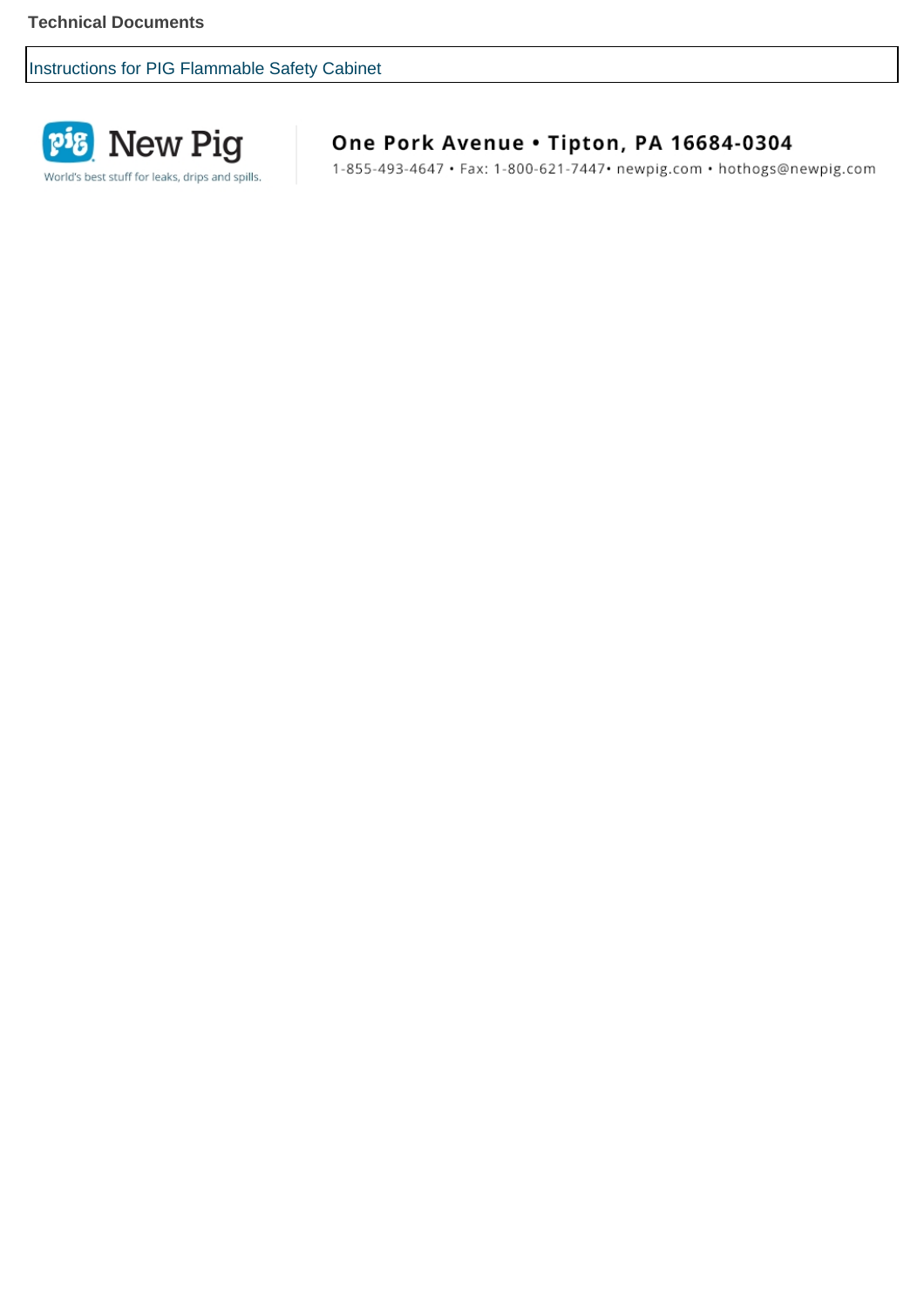**Technical Documents**

Instructions for PIG Flammable Safety Cabinet

New Pig

World's best stuff for leaks, drips and spills.

**One Pork Avenue • Tipton, PA 16684-0304**

1-855-493-4647 • Fax: 1-800-621-7447• newpig.com • hothogs@newpig.com